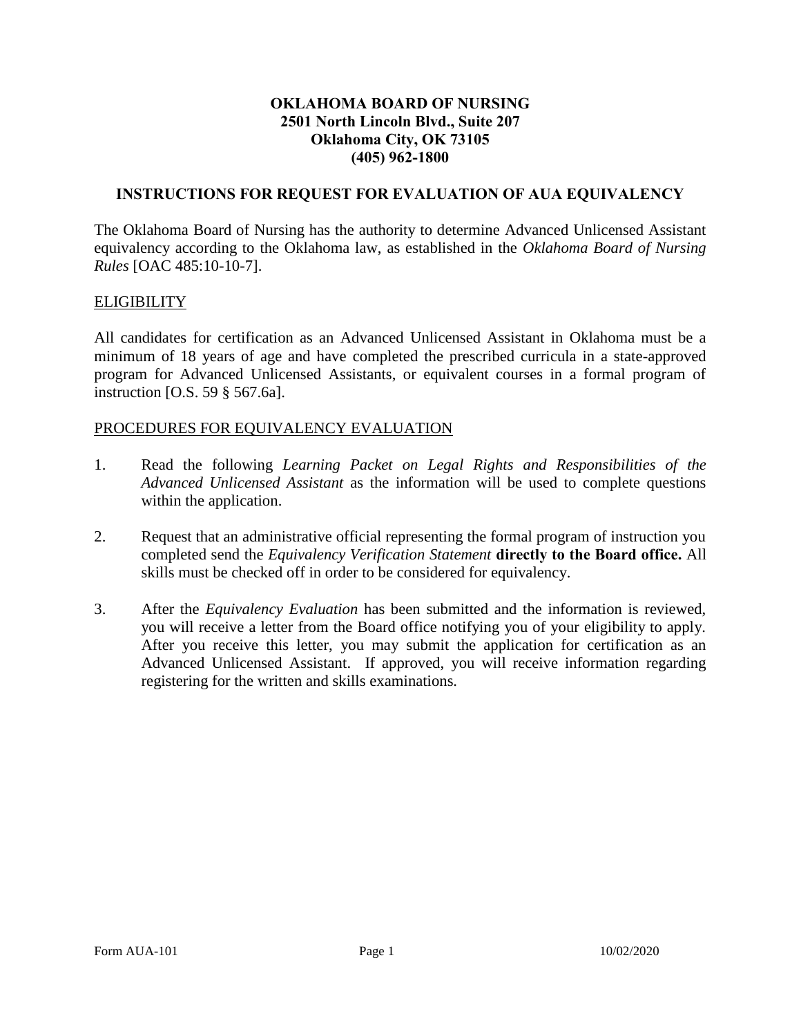**OKLAHOMA BOARD OF NURSING**
**2501 North Lincoln Blvd., Suite 207**
**Oklahoma City, OK 73105**
**(405) 962-1800**

## INSTRUCTIONS FOR REQUEST FOR EVALUATION OF AUA EQUIVALENCY

The Oklahoma Board of Nursing has the authority to determine Advanced Unlicensed Assistant equivalency according to the Oklahoma law, as established in the *Oklahoma Board of Nursing Rules* [OAC 485:10-10-7].

### <u>ELIGIBILITY</u>

All candidates for certification as an Advanced Unlicensed Assistant in Oklahoma must be a minimum of 18 years of age and have completed the prescribed curricula in a state-approved program for Advanced Unlicensed Assistants, or equivalent courses in a formal program of instruction [O.S. 59 § 567.6a].

### <u>PROCEDURES FOR EQUIVALENCY EVALUATION</u>

1. Read the following *Learning Packet on Legal Rights and Responsibilities of the Advanced Unlicensed Assistant* as the information will be used to complete questions within the application.

2. Request that an administrative official representing the formal program of instruction you completed send the *Equivalency Verification Statement* **directly to the Board office.** All skills must be checked off in order to be considered for equivalency.

3. After the *Equivalency Evaluation* has been submitted and the information is reviewed, you will receive a letter from the Board office notifying you of your eligibility to apply. After you receive this letter, you may submit the application for certification as an Advanced Unlicensed Assistant. If approved, you will receive information regarding registering for the written and skills examinations.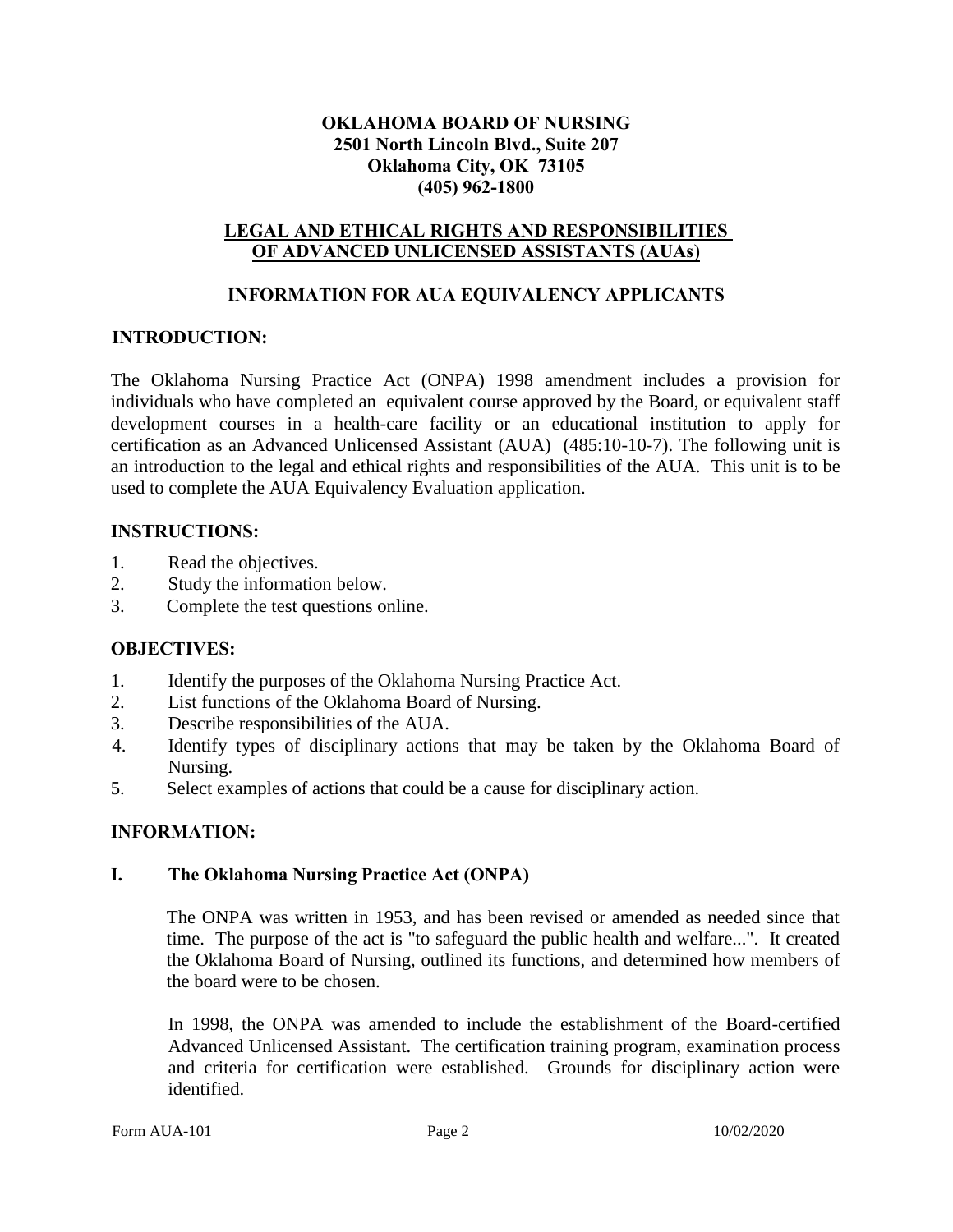**OKLAHOMA BOARD OF NURSING**
**2501 North Lincoln Blvd., Suite 207**
**Oklahoma City, OK 73105**
**(405) 962-1800**

## LEGAL AND ETHICAL RIGHTS AND RESPONSIBILITIES OF ADVANCED UNLICENSED ASSISTANTS (AUAs)

## INFORMATION FOR AUA EQUIVALENCY APPLICANTS

### INTRODUCTION:

The Oklahoma Nursing Practice Act (ONPA) 1998 amendment includes a provision for individuals who have completed an equivalent course approved by the Board, or equivalent staff development courses in a health-care facility or an educational institution to apply for certification as an Advanced Unlicensed Assistant (AUA) (485:10-10-7). The following unit is an introduction to the legal and ethical rights and responsibilities of the AUA. This unit is to be used to complete the AUA Equivalency Evaluation application.

### INSTRUCTIONS:

1. Read the objectives.
2. Study the information below.
3. Complete the test questions online.

### OBJECTIVES:

1. Identify the purposes of the Oklahoma Nursing Practice Act.
2. List functions of the Oklahoma Board of Nursing.
3. Describe responsibilities of the AUA.
4. Identify types of disciplinary actions that may be taken by the Oklahoma Board of Nursing.
5. Select examples of actions that could be a cause for disciplinary action.

### INFORMATION:

### I. The Oklahoma Nursing Practice Act (ONPA)

The ONPA was written in 1953, and has been revised or amended as needed since that time. The purpose of the act is "to safeguard the public health and welfare...". It created the Oklahoma Board of Nursing, outlined its functions, and determined how members of the board were to be chosen.

In 1998, the ONPA was amended to include the establishment of the Board-certified Advanced Unlicensed Assistant. The certification training program, examination process and criteria for certification were established. Grounds for disciplinary action were identified.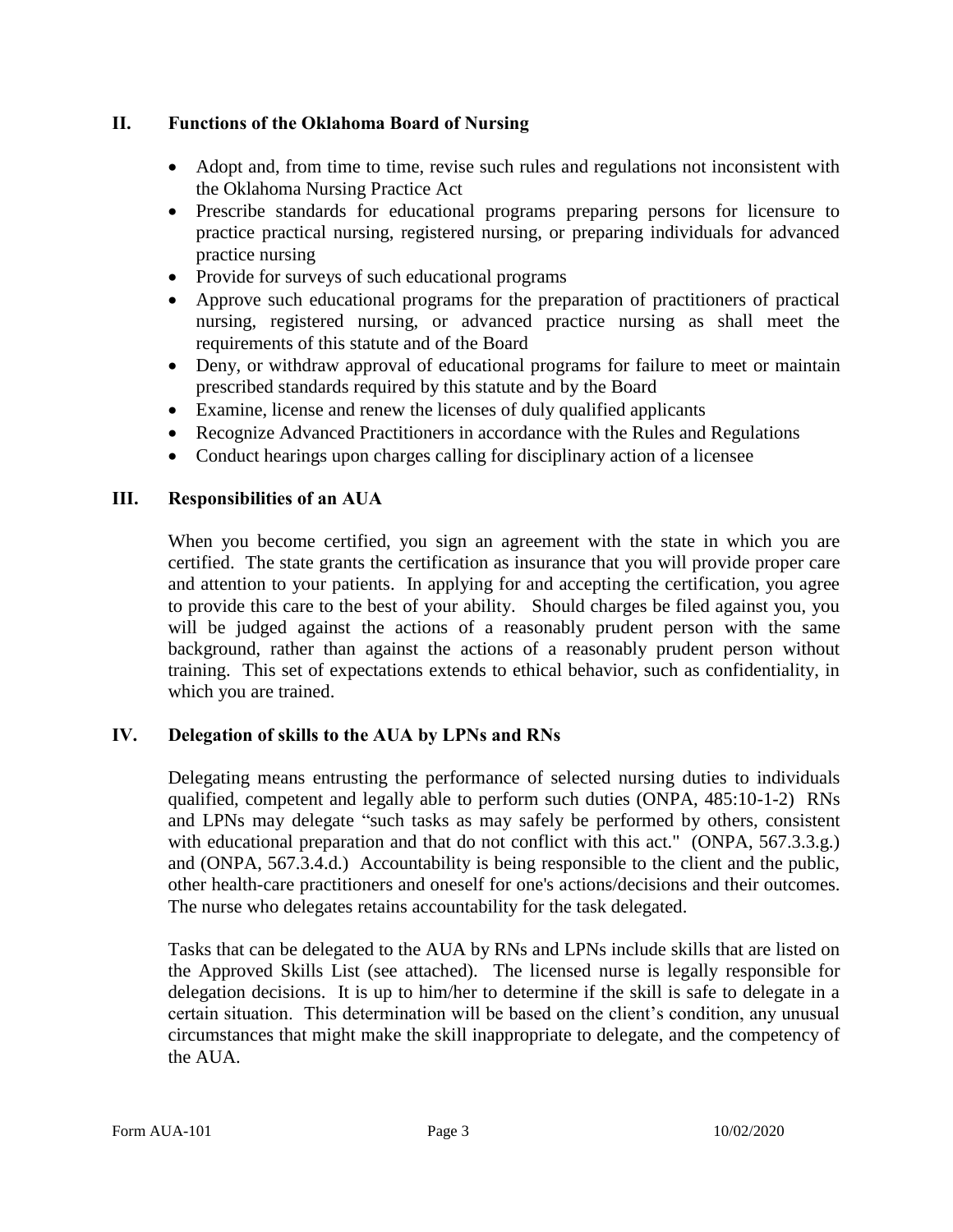## II. Functions of the Oklahoma Board of Nursing

- Adopt and, from time to time, revise such rules and regulations not inconsistent with the Oklahoma Nursing Practice Act
- Prescribe standards for educational programs preparing persons for licensure to practice practical nursing, registered nursing, or preparing individuals for advanced practice nursing
- Provide for surveys of such educational programs
- Approve such educational programs for the preparation of practitioners of practical nursing, registered nursing, or advanced practice nursing as shall meet the requirements of this statute and of the Board
- Deny, or withdraw approval of educational programs for failure to meet or maintain prescribed standards required by this statute and by the Board
- Examine, license and renew the licenses of duly qualified applicants
- Recognize Advanced Practitioners in accordance with the Rules and Regulations
- Conduct hearings upon charges calling for disciplinary action of a licensee

## III. Responsibilities of an AUA

When you become certified, you sign an agreement with the state in which you are certified. The state grants the certification as insurance that you will provide proper care and attention to your patients. In applying for and accepting the certification, you agree to provide this care to the best of your ability. Should charges be filed against you, you will be judged against the actions of a reasonably prudent person with the same background, rather than against the actions of a reasonably prudent person without training. This set of expectations extends to ethical behavior, such as confidentiality, in which you are trained.

## IV. Delegation of skills to the AUA by LPNs and RNs

Delegating means entrusting the performance of selected nursing duties to individuals qualified, competent and legally able to perform such duties (ONPA, 485:10-1-2) RNs and LPNs may delegate "such tasks as may safely be performed by others, consistent with educational preparation and that do not conflict with this act." (ONPA, 567.3.3.g.) and (ONPA, 567.3.4.d.) Accountability is being responsible to the client and the public, other health-care practitioners and oneself for one's actions/decisions and their outcomes. The nurse who delegates retains accountability for the task delegated.

Tasks that can be delegated to the AUA by RNs and LPNs include skills that are listed on the Approved Skills List (see attached). The licensed nurse is legally responsible for delegation decisions. It is up to him/her to determine if the skill is safe to delegate in a certain situation. This determination will be based on the client's condition, any unusual circumstances that might make the skill inappropriate to delegate, and the competency of the AUA.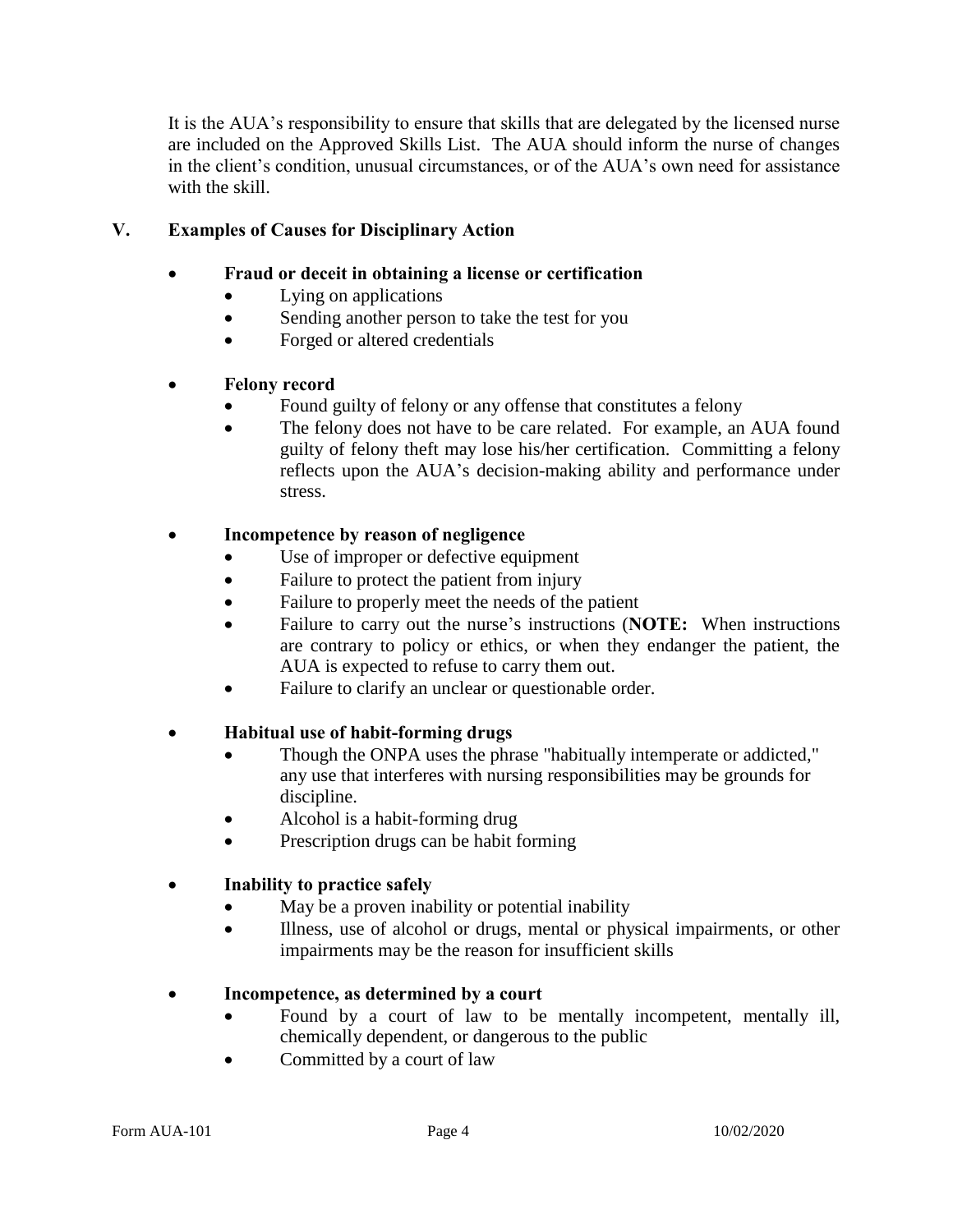It is the AUA's responsibility to ensure that skills that are delegated by the licensed nurse are included on the Approved Skills List. The AUA should inform the nurse of changes in the client's condition, unusual circumstances, or of the AUA's own need for assistance with the skill.

## V. Examples of Causes for Disciplinary Action

- **Fraud or deceit in obtaining a license or certification**
  - Lying on applications
  - Sending another person to take the test for you
  - Forged or altered credentials

- **Felony record**
  - Found guilty of felony or any offense that constitutes a felony
  - The felony does not have to be care related. For example, an AUA found guilty of felony theft may lose his/her certification. Committing a felony reflects upon the AUA's decision-making ability and performance under stress.

- **Incompetence by reason of negligence**
  - Use of improper or defective equipment
  - Failure to protect the patient from injury
  - Failure to properly meet the needs of the patient
  - Failure to carry out the nurse's instructions (**NOTE:** When instructions are contrary to policy or ethics, or when they endanger the patient, the AUA is expected to refuse to carry them out.
  - Failure to clarify an unclear or questionable order.

- **Habitual use of habit-forming drugs**
  - Though the ONPA uses the phrase "habitually intemperate or addicted," any use that interferes with nursing responsibilities may be grounds for discipline.
  - Alcohol is a habit-forming drug
  - Prescription drugs can be habit forming

- **Inability to practice safely**
  - May be a proven inability or potential inability
  - Illness, use of alcohol or drugs, mental or physical impairments, or other impairments may be the reason for insufficient skills

- **Incompetence, as determined by a court**
  - Found by a court of law to be mentally incompetent, mentally ill, chemically dependent, or dangerous to the public
  - Committed by a court of law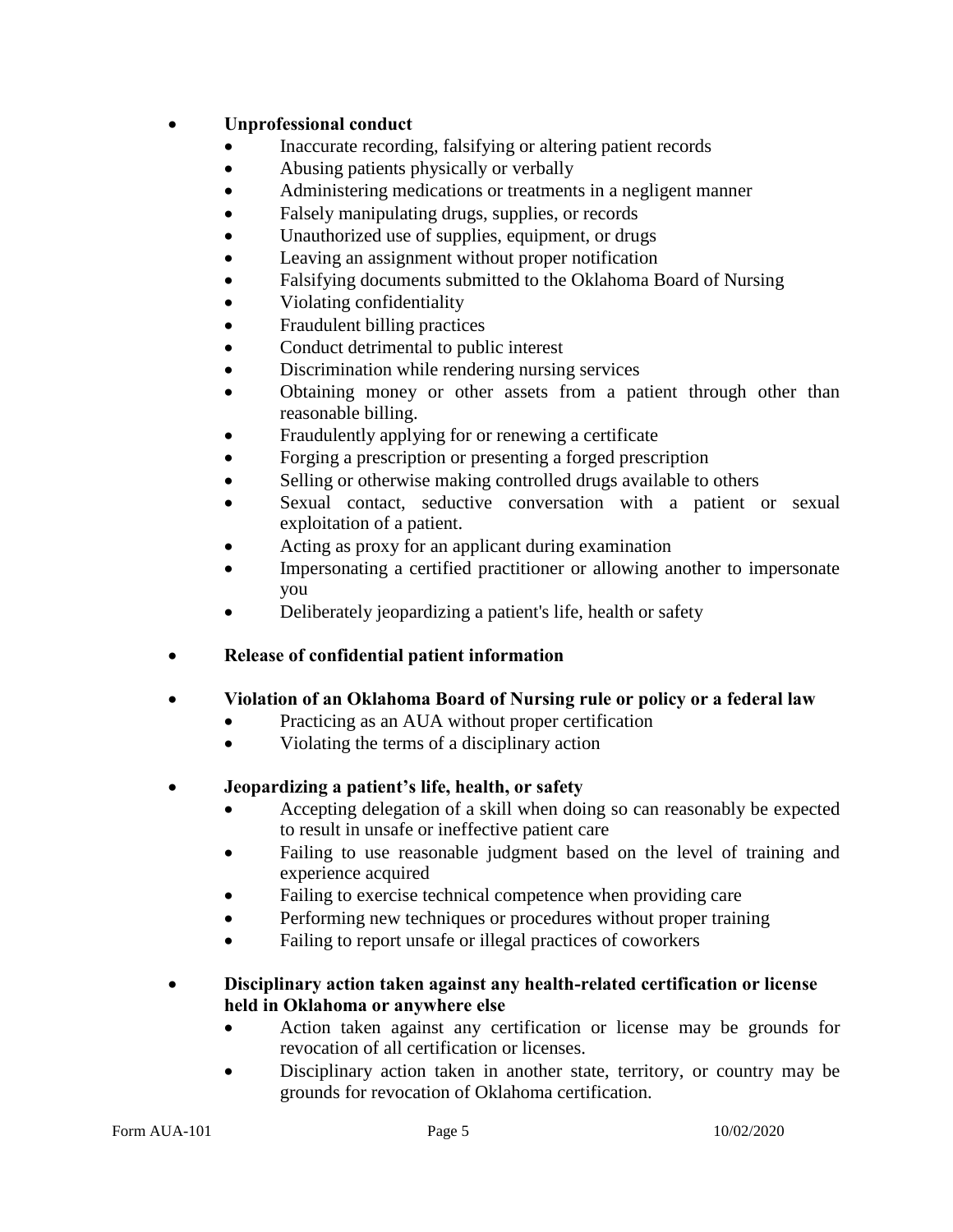- **Unprofessional conduct**
  - Inaccurate recording, falsifying or altering patient records
  - Abusing patients physically or verbally
  - Administering medications or treatments in a negligent manner
  - Falsely manipulating drugs, supplies, or records
  - Unauthorized use of supplies, equipment, or drugs
  - Leaving an assignment without proper notification
  - Falsifying documents submitted to the Oklahoma Board of Nursing
  - Violating confidentiality
  - Fraudulent billing practices
  - Conduct detrimental to public interest
  - Discrimination while rendering nursing services
  - Obtaining money or other assets from a patient through other than reasonable billing.
  - Fraudulently applying for or renewing a certificate
  - Forging a prescription or presenting a forged prescription
  - Selling or otherwise making controlled drugs available to others
  - Sexual contact, seductive conversation with a patient or sexual exploitation of a patient.
  - Acting as proxy for an applicant during examination
  - Impersonating a certified practitioner or allowing another to impersonate you
  - Deliberately jeopardizing a patient's life, health or safety

- **Release of confidential patient information**

- **Violation of an Oklahoma Board of Nursing rule or policy or a federal law**
  - Practicing as an AUA without proper certification
  - Violating the terms of a disciplinary action

- **Jeopardizing a patient's life, health, or safety**
  - Accepting delegation of a skill when doing so can reasonably be expected to result in unsafe or ineffective patient care
  - Failing to use reasonable judgment based on the level of training and experience acquired
  - Failing to exercise technical competence when providing care
  - Performing new techniques or procedures without proper training
  - Failing to report unsafe or illegal practices of coworkers

- **Disciplinary action taken against any health-related certification or license held in Oklahoma or anywhere else**
  - Action taken against any certification or license may be grounds for revocation of all certification or licenses.
  - Disciplinary action taken in another state, territory, or country may be grounds for revocation of Oklahoma certification.